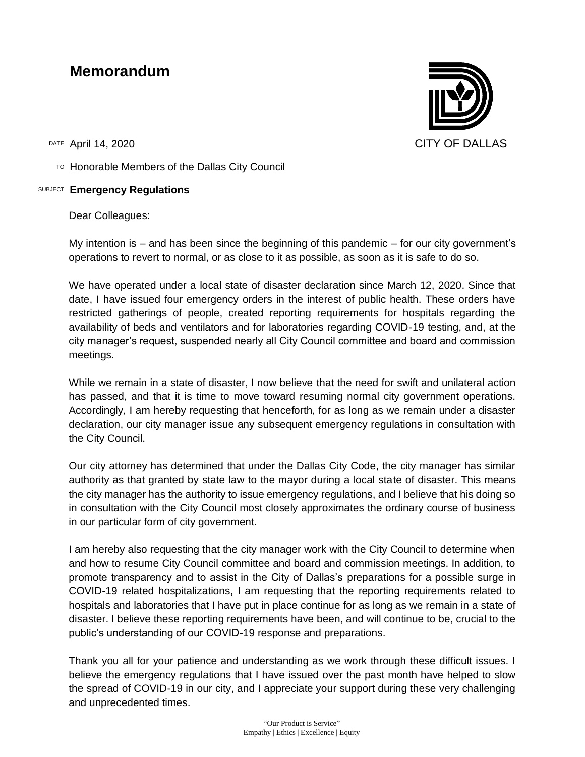# Memorandum

CITY OF DALLAS

DATE April 14, 2020

TO Honorable Members of the Dallas City Council

SUBJECT **Emergency Regulations**

Dear Colleagues:

My intention is – and has been since the beginning of this pandemic – for our city government's operations to revert to normal, or as close to it as possible, as soon as it is safe to do so.

We have operated under a local state of disaster declaration since March 12, 2020. Since that date, I have issued four emergency orders in the interest of public health. These orders have restricted gatherings of people, created reporting requirements for hospitals regarding the availability of beds and ventilators and for laboratories regarding COVID-19 testing, and, at the city manager's request, suspended nearly all City Council committee and board and commission meetings.

While we remain in a state of disaster, I now believe that the need for swift and unilateral action has passed, and that it is time to move toward resuming normal city government operations. Accordingly, I am hereby requesting that henceforth, for as long as we remain under a disaster declaration, our city manager issue any subsequent emergency regulations in consultation with the City Council.

Our city attorney has determined that under the Dallas City Code, the city manager has similar authority as that granted by state law to the mayor during a local state of disaster. This means the city manager has the authority to issue emergency regulations, and I believe that his doing so in consultation with the City Council most closely approximates the ordinary course of business in our particular form of city government.

I am hereby also requesting that the city manager work with the City Council to determine when and how to resume City Council committee and board and commission meetings. In addition, to promote transparency and to assist in the City of Dallas's preparations for a possible surge in COVID-19 related hospitalizations, I am requesting that the reporting requirements related to hospitals and laboratories that I have put in place continue for as long as we remain in a state of disaster. I believe these reporting requirements have been, and will continue to be, crucial to the public's understanding of our COVID-19 response and preparations.

Thank you all for your patience and understanding as we work through these difficult issues. I believe the emergency regulations that I have issued over the past month have helped to slow the spread of COVID-19 in our city, and I appreciate your support during these very challenging and unprecedented times.

"Our Product is Service"
Empathy | Ethics | Excellence | Equity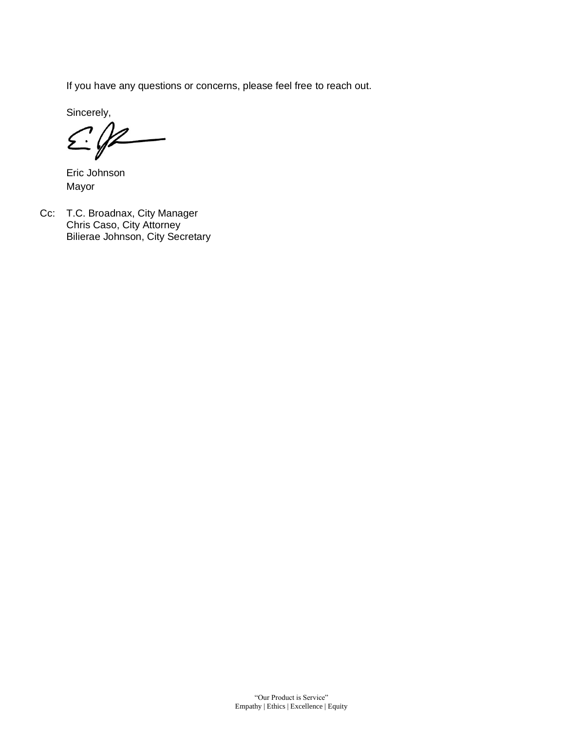If you have any questions or concerns, please feel free to reach out.

Sincerely,

Eric Johnson
Mayor

Cc: T.C. Broadnax, City Manager
Chris Caso, City Attorney
Bilierae Johnson, City Secretary

"Our Product is Service"
Empathy | Ethics | Excellence | Equity